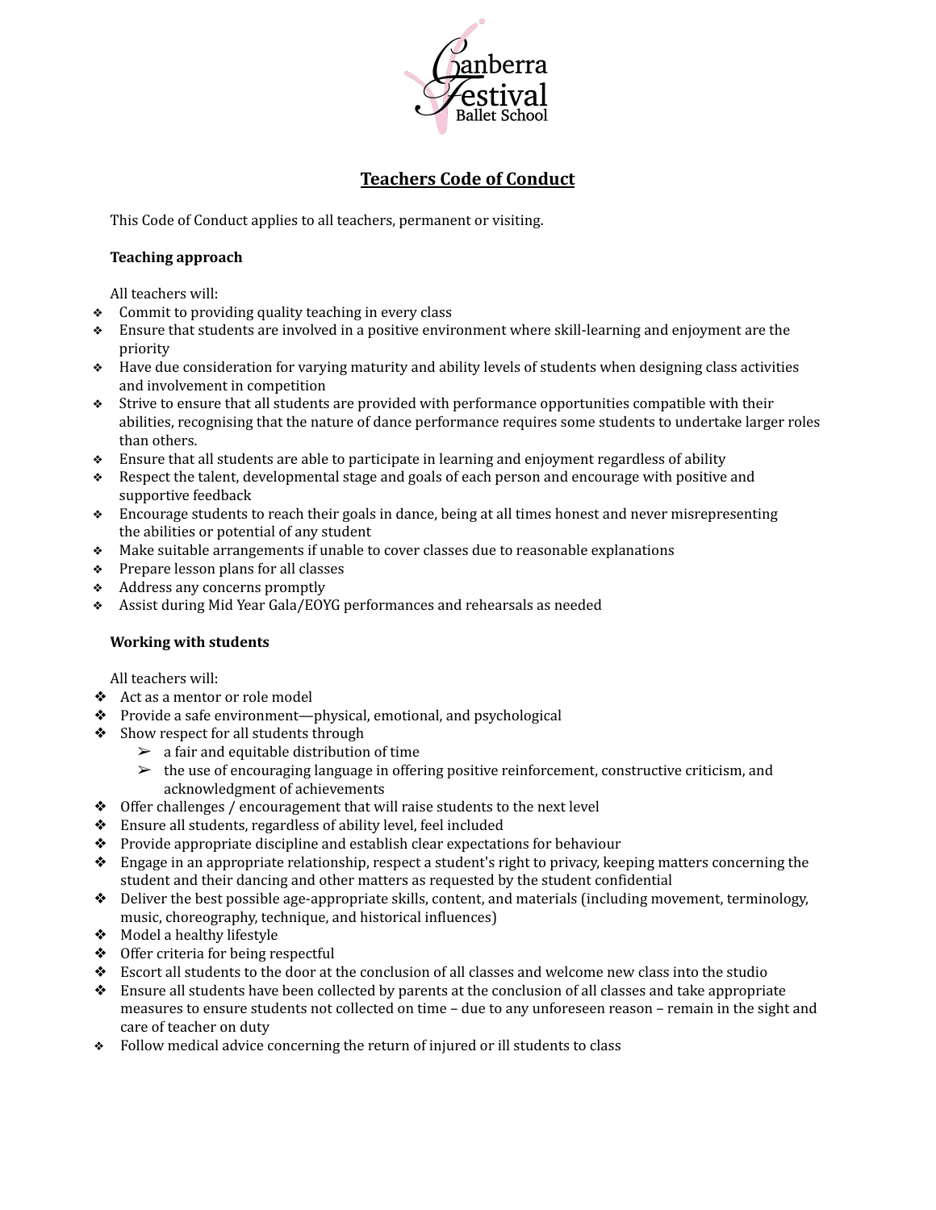Canberra Festival Ballet School

# Teachers Code of Conduct

This Code of Conduct applies to all teachers, permanent or visiting.

**Teaching approach**

All teachers will:

- Commit to providing quality teaching in every class
- Ensure that students are involved in a positive environment where skill-learning and enjoyment are the priority
- Have due consideration for varying maturity and ability levels of students when designing class activities and involvement in competition
- Strive to ensure that all students are provided with performance opportunities compatible with their abilities, recognising that the nature of dance performance requires some students to undertake larger roles than others.
- Ensure that all students are able to participate in learning and enjoyment regardless of ability
- Respect the talent, developmental stage and goals of each person and encourage with positive and supportive feedback
- Encourage students to reach their goals in dance, being at all times honest and never misrepresenting the abilities or potential of any student
- Make suitable arrangements if unable to cover classes due to reasonable explanations
- Prepare lesson plans for all classes
- Address any concerns promptly
- Assist during Mid Year Gala/EOYG performances and rehearsals as needed

**Working with students**

All teachers will:

- Act as a mentor or role model
- Provide a safe environment—physical, emotional, and psychological
- Show respect for all students through
  - a fair and equitable distribution of time
  - the use of encouraging language in offering positive reinforcement, constructive criticism, and acknowledgment of achievements
- Offer challenges / encouragement that will raise students to the next level
- Ensure all students, regardless of ability level, feel included
- Provide appropriate discipline and establish clear expectations for behaviour
- Engage in an appropriate relationship, respect a student's right to privacy, keeping matters concerning the student and their dancing and other matters as requested by the student confidential
- Deliver the best possible age-appropriate skills, content, and materials (including movement, terminology, music, choreography, technique, and historical influences)
- Model a healthy lifestyle
- Offer criteria for being respectful
- Escort all students to the door at the conclusion of all classes and welcome new class into the studio
- Ensure all students have been collected by parents at the conclusion of all classes and take appropriate measures to ensure students not collected on time – due to any unforeseen reason – remain in the sight and care of teacher on duty
- Follow medical advice concerning the return of injured or ill students to class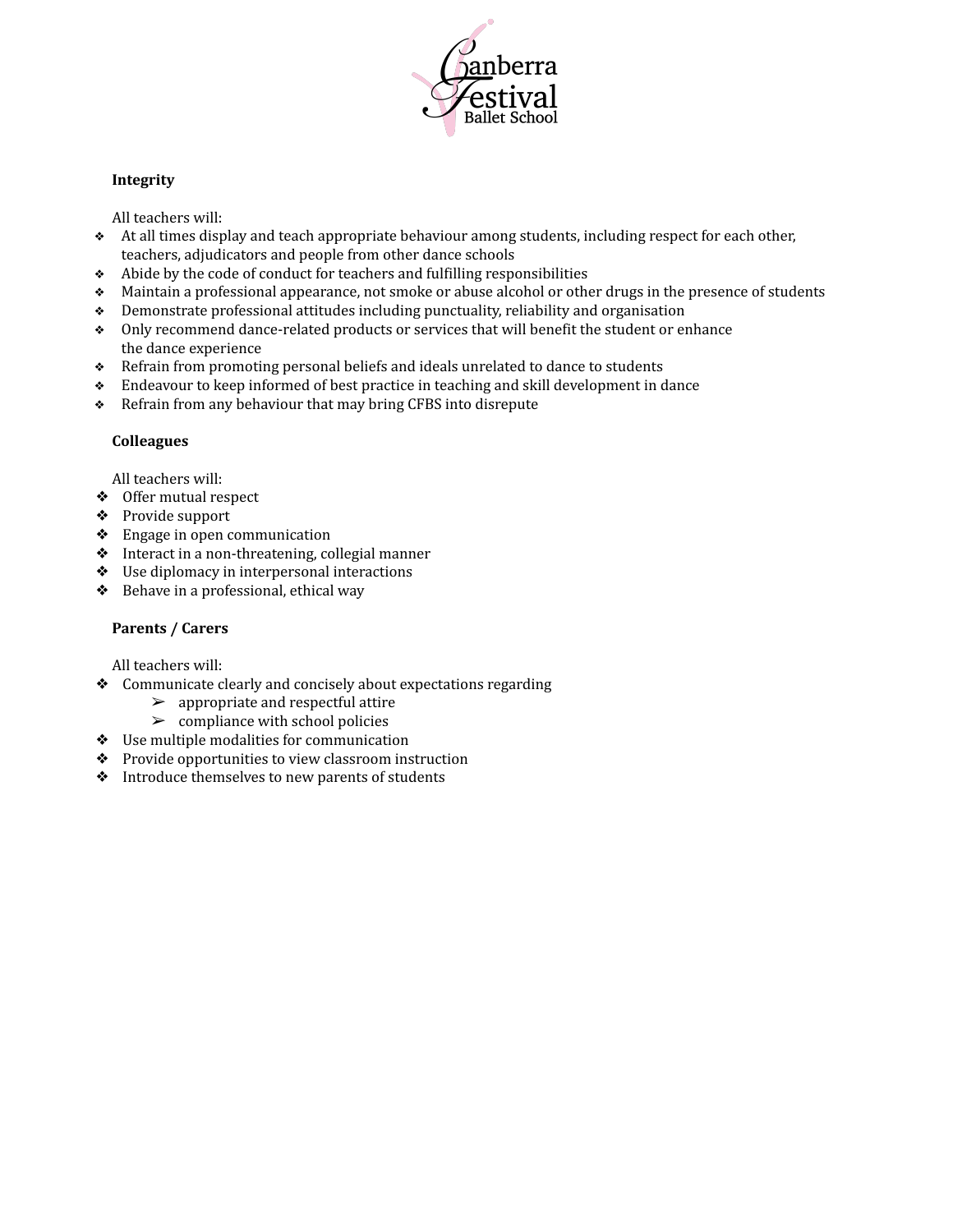**Integrity**

All teachers will:

- At all times display and teach appropriate behaviour among students, including respect for each other, teachers, adjudicators and people from other dance schools
- Abide by the code of conduct for teachers and fulfilling responsibilities
- Maintain a professional appearance, not smoke or abuse alcohol or other drugs in the presence of students
- Demonstrate professional attitudes including punctuality, reliability and organisation
- Only recommend dance-related products or services that will benefit the student or enhance the dance experience
- Refrain from promoting personal beliefs and ideals unrelated to dance to students
- Endeavour to keep informed of best practice in teaching and skill development in dance
- Refrain from any behaviour that may bring CFBS into disrepute

**Colleagues**

All teachers will:

- Offer mutual respect
- Provide support
- Engage in open communication
- Interact in a non-threatening, collegial manner
- Use diplomacy in interpersonal interactions
- Behave in a professional, ethical way

**Parents / Carers**

All teachers will:

- Communicate clearly and concisely about expectations regarding
  - appropriate and respectful attire
  - compliance with school policies
- Use multiple modalities for communication
- Provide opportunities to view classroom instruction
- Introduce themselves to new parents of students